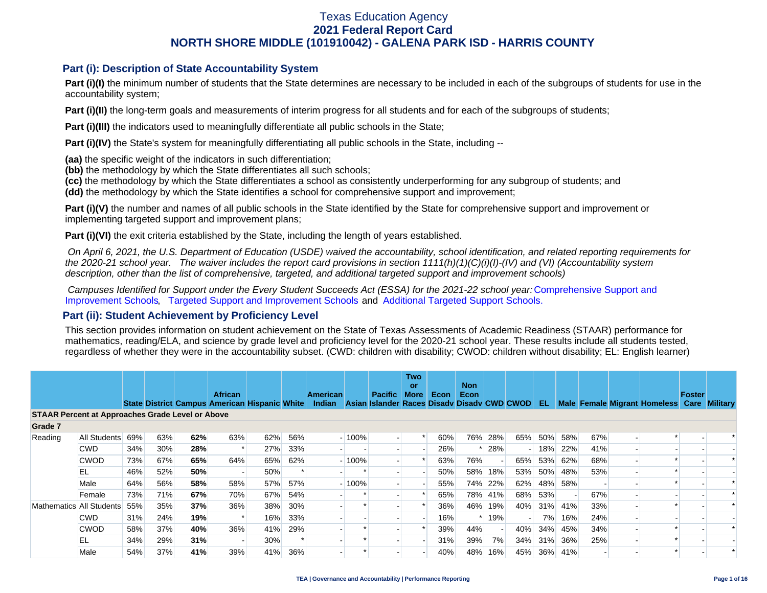# Texas Education Agency
## 2021 Federal Report Card
## NORTH SHORE MIDDLE (101910042) - GALENA PARK ISD - HARRIS COUNTY

### Part (i): Description of State Accountability System

**Part (i)(I)** the minimum number of students that the State determines are necessary to be included in each of the subgroups of students for use in the accountability system;

**Part (i)(II)** the long-term goals and measurements of interim progress for all students and for each of the subgroups of students;

**Part (i)(III)** the indicators used to meaningfully differentiate all public schools in the State;

**Part (i)(IV)** the State's system for meaningfully differentiating all public schools in the State, including --

**(aa)** the specific weight of the indicators in such differentiation;
**(bb)** the methodology by which the State differentiates all such schools;
**(cc)** the methodology by which the State differentiates a school as consistently underperforming for any subgroup of students; and
**(dd)** the methodology by which the State identifies a school for comprehensive support and improvement;

**Part (i)(V)** the number and names of all public schools in the State identified by the State for comprehensive support and improvement or implementing targeted support and improvement plans;

**Part (i)(VI)** the exit criteria established by the State, including the length of years established.

*On April 6, 2021, the U.S. Department of Education (USDE) waived the accountability, school identification, and related reporting requirements for the 2020-21 school year. The waiver includes the report card provisions in section 1111(h)(1)(C)(i)(I)-(IV) and (VI) (Accountability system description, other than the list of comprehensive, targeted, and additional targeted support and improvement schools)*

*Campuses Identified for Support under the Every Student Succeeds Act (ESSA) for the 2021-22 school year:* Comprehensive Support and Improvement Schools, Targeted Support and Improvement Schools and Additional Targeted Support Schools.

### Part (ii): Student Achievement by Proficiency Level

This section provides information on student achievement on the State of Texas Assessments of Academic Readiness (STAAR) performance for mathematics, reading/ELA, and science by grade level and proficiency level for the 2020-21 school year. These results include all students tested, regardless of whether they were in the accountability subset. (CWD: children with disability; CWOD: children without disability; EL: English learner)

| | | State | District | Campus | African American | Hispanic | White | American Indian | Asian | Pacific Islander | Two or More Races | Econ Disadv | Non Econ Disadv | CWD | CWOD | EL | Male | Female | Migrant | Homeless | Foster Care | Military |
|---|---|---|---|---|---|---|---|---|---|---|---|---|---|---|---|---|---|---|---|---|---|---|
| **STAAR Percent at Approaches Grade Level or Above** | | | | | | | | | | | | | | | | | | | | | | |
| **Grade 7** | | | | | | | | | | | | | | | | | | | | | | |
| Reading | All Students | 69% | 63% | **62%** | 63% | 62% | 56% | - | 100% | - | * | 60% | 76% | 28% | 65% | 50% | 58% | 67% | - | * | - | * |
| | CWD | 34% | 30% | **28%** | * | 27% | 33% | - | - | - | - | 26% | * | 28% | - | 18% | 22% | 41% | - | - | - | - |
| | CWOD | 73% | 67% | **65%** | 64% | 65% | 62% | - | 100% | - | * | 63% | 76% | - | 65% | 53% | 62% | 68% | - | * | - | * |
| | EL | 46% | 52% | **50%** | - | 50% | * | - | * | - | - | 50% | 58% | 18% | 53% | 50% | 48% | 53% | - | * | - | - |
| | Male | 64% | 56% | **58%** | 58% | 57% | 57% | - | 100% | - | - | 55% | 74% | 22% | 62% | 48% | 58% | - | - | * | - | * |
| | Female | 73% | 71% | **67%** | 70% | 67% | 54% | - | * | - | * | 65% | 78% | 41% | 68% | 53% | - | 67% | - | - | - | * |
| Mathematics | All Students | 55% | 35% | **37%** | 36% | 38% | 30% | - | * | - | * | 36% | 46% | 19% | 40% | 31% | 41% | 33% | - | * | - | * |
| | CWD | 31% | 24% | **19%** | * | 16% | 33% | - | - | - | - | 16% | * | 19% | - | 7% | 16% | 24% | - | - | - | - |
| | CWOD | 58% | 37% | **40%** | 36% | 41% | 29% | - | * | - | * | 39% | 44% | - | 40% | 34% | 45% | 34% | - | * | - | * |
| | EL | 34% | 29% | **31%** | - | 30% | * | - | * | - | - | 31% | 39% | 7% | 34% | 31% | 36% | 25% | - | * | - | - |
| | Male | 54% | 37% | **41%** | 39% | 41% | 36% | - | * | - | - | 40% | 48% | 16% | 45% | 36% | 41% | - | - | * | - | * |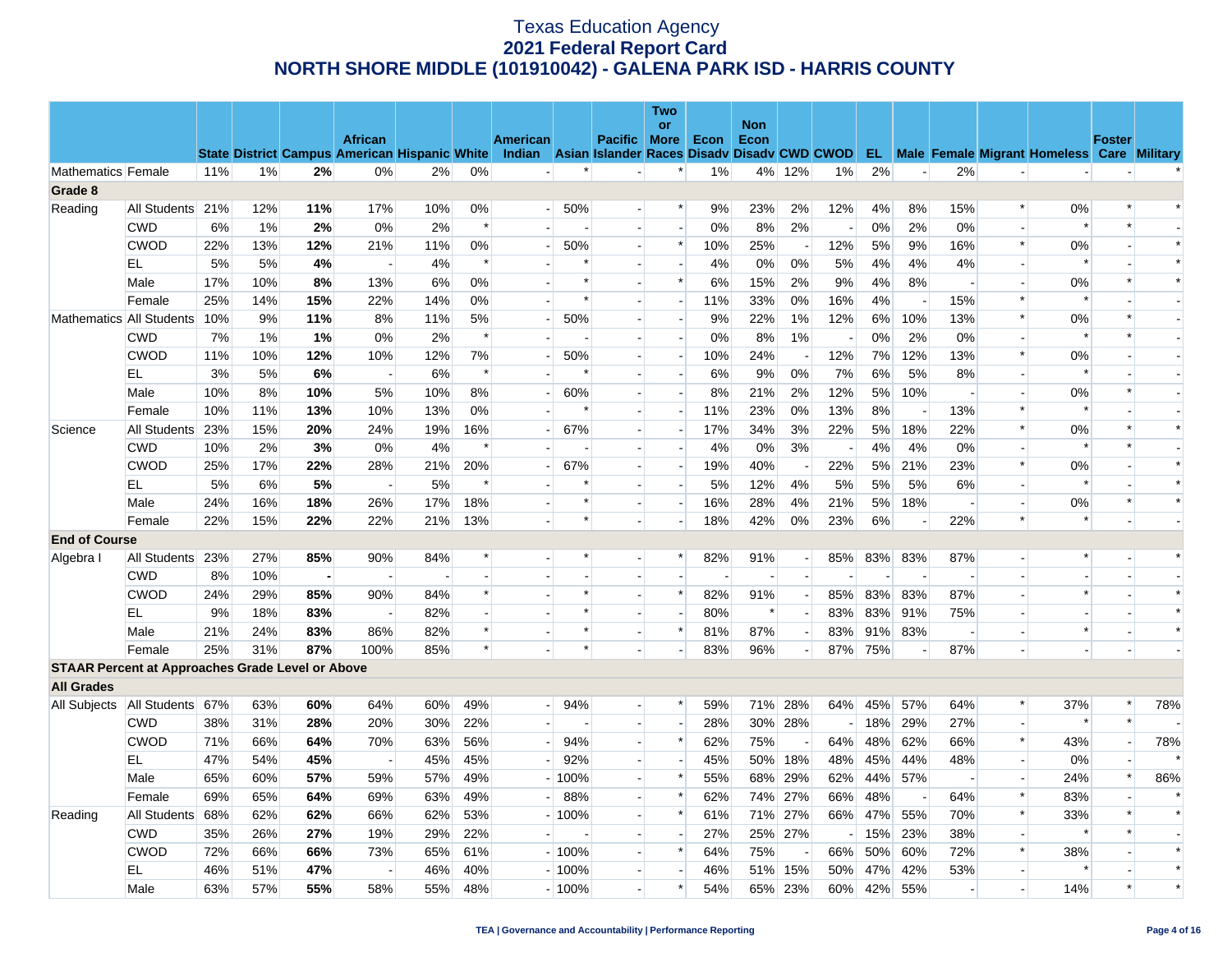# Texas Education Agency
## 2021 Federal Report Card
## NORTH SHORE MIDDLE (101910042) - GALENA PARK ISD - HARRIS COUNTY

| | | State | District | Campus | African American | Hispanic | White | American Indian | Asian | Pacific Islander | Two or More Races | Econ Disadv | Non Econ Disadv | CWD | CWOD | EL | Male | Female | Migrant | Homeless | Foster Care | Military |
|---|---|---|---|---|---|---|---|---|---|---|---|---|---|---|---|---|---|---|---|---|---|---|
| Mathematics | Female | 11% | 1% | **2%** | 0% | 2% | 0% | - | * | - | * | 1% | 4% | 12% | 1% | 2% | - | 2% | - | - | - | * |
| **Grade 8** | | | | | | | | | | | | | | | | | | | | | | |
| Reading | All Students | 21% | 12% | **11%** | 17% | 10% | 0% | - | 50% | - | * | 9% | 23% | 2% | 12% | 4% | 8% | 15% | * | 0% | * | * |
| | CWD | 6% | 1% | **2%** | 0% | 2% | * | - | - | - | - | 0% | 8% | 2% | - | 0% | 2% | 0% | - | * | * | - |
| | CWOD | 22% | 13% | **12%** | 21% | 11% | 0% | - | 50% | - | * | 10% | 25% | - | 12% | 5% | 9% | 16% | * | 0% | - | * |
| | EL | 5% | 5% | **4%** | - | 4% | * | - | * | - | - | 4% | 0% | 0% | 5% | 4% | 4% | 4% | - | * | - | * |
| | Male | 17% | 10% | **8%** | 13% | 6% | 0% | - | * | - | * | 6% | 15% | 2% | 9% | 4% | 8% | - | - | 0% | * | * |
| | Female | 25% | 14% | **15%** | 22% | 14% | 0% | - | * | - | - | 11% | 33% | 0% | 16% | 4% | - | 15% | * | * | - | - |
| Mathematics | All Students | 10% | 9% | **11%** | 8% | 11% | 5% | - | 50% | - | - | 9% | 22% | 1% | 12% | 6% | 10% | 13% | * | 0% | * | - |
| | CWD | 7% | 1% | **1%** | 0% | 2% | * | - | - | - | - | 0% | 8% | 1% | - | 0% | 2% | 0% | - | * | * | - |
| | CWOD | 11% | 10% | **12%** | 10% | 12% | 7% | - | 50% | - | - | 10% | 24% | - | 12% | 7% | 12% | 13% | * | 0% | - | - |
| | EL | 3% | 5% | **6%** | - | 6% | * | - | * | - | - | 6% | 9% | 0% | 7% | 6% | 5% | 8% | - | * | - | - |
| | Male | 10% | 8% | **10%** | 5% | 10% | 8% | - | 60% | - | - | 8% | 21% | 2% | 12% | 5% | 10% | - | - | 0% | * | - |
| | Female | 10% | 11% | **13%** | 10% | 13% | 0% | - | * | - | - | 11% | 23% | 0% | 13% | 8% | - | 13% | * | * | - | - |
| Science | All Students | 23% | 15% | **20%** | 24% | 19% | 16% | - | 67% | - | - | 17% | 34% | 3% | 22% | 5% | 18% | 22% | * | 0% | * | * |
| | CWD | 10% | 2% | **3%** | 0% | 4% | * | - | - | - | - | 4% | 0% | 3% | - | 4% | 4% | 0% | - | * | * | - |
| | CWOD | 25% | 17% | **22%** | 28% | 21% | 20% | - | 67% | - | - | 19% | 40% | - | 22% | 5% | 21% | 23% | * | 0% | - | * |
| | EL | 5% | 6% | **5%** | - | 5% | * | - | * | - | - | 5% | 12% | 4% | 5% | 5% | 5% | 6% | - | * | - | * |
| | Male | 24% | 16% | **18%** | 26% | 17% | 18% | - | * | - | - | 16% | 28% | 4% | 21% | 5% | 18% | - | - | 0% | * | * |
| | Female | 22% | 15% | **22%** | 22% | 21% | 13% | - | * | - | - | 18% | 42% | 0% | 23% | 6% | - | 22% | * | * | - | - |
| **End of Course** | | | | | | | | | | | | | | | | | | | | | | |
| Algebra I | All Students | 23% | 27% | **85%** | 90% | 84% | * | - | * | - | * | 82% | 91% | - | 85% | 83% | 83% | 87% | - | * | - | * |
| | CWD | 8% | 10% | **-** | - | - | - | - | - | - | - | - | - | - | - | - | - | - | - | - | - | - |
| | CWOD | 24% | 29% | **85%** | 90% | 84% | * | - | * | - | * | 82% | 91% | - | 85% | 83% | 83% | 87% | - | * | - | * |
| | EL | 9% | 18% | **83%** | - | 82% | - | - | * | - | - | 80% | * | - | 83% | 83% | 91% | 75% | - | - | - | * |
| | Male | 21% | 24% | **83%** | 86% | 82% | * | - | * | - | * | 81% | 87% | - | 83% | 91% | 83% | - | - | * | - | * |
| | Female | 25% | 31% | **87%** | 100% | 85% | * | - | * | - | - | 83% | 96% | - | 87% | 75% | - | 87% | - | - | - | - |
| **STAAR Percent at Approaches Grade Level or Above** | | | | | | | | | | | | | | | | | | | | | | |
| **All Grades** | | | | | | | | | | | | | | | | | | | | | | |
| All Subjects | All Students | 67% | 63% | **60%** | 64% | 60% | 49% | - | 94% | - | * | 59% | 71% | 28% | 64% | 45% | 57% | 64% | * | 37% | * | 78% |
| | CWD | 38% | 31% | **28%** | 20% | 30% | 22% | - | - | - | - | 28% | 30% | 28% | - | 18% | 29% | 27% | - | * | * | - |
| | CWOD | 71% | 66% | **64%** | 70% | 63% | 56% | - | 94% | - | * | 62% | 75% | - | 64% | 48% | 62% | 66% | * | 43% | - | 78% |
| | EL | 47% | 54% | **45%** | - | 45% | 45% | - | 92% | - | - | 45% | 50% | 18% | 48% | 45% | 44% | 48% | - | 0% | - | * |
| | Male | 65% | 60% | **57%** | 59% | 57% | 49% | - | 100% | - | * | 55% | 68% | 29% | 62% | 44% | 57% | - | - | 24% | * | 86% |
| | Female | 69% | 65% | **64%** | 69% | 63% | 49% | - | 88% | - | * | 62% | 74% | 27% | 66% | 48% | - | 64% | * | 83% | - | * |
| Reading | All Students | 68% | 62% | **62%** | 66% | 62% | 53% | - | 100% | - | * | 61% | 71% | 27% | 66% | 47% | 55% | 70% | * | 33% | * | * |
| | CWD | 35% | 26% | **27%** | 19% | 29% | 22% | - | - | - | - | 27% | 25% | 27% | - | 15% | 23% | 38% | - | * | * | - |
| | CWOD | 72% | 66% | **66%** | 73% | 65% | 61% | - | 100% | - | * | 64% | 75% | - | 66% | 50% | 60% | 72% | * | 38% | - | * |
| | EL | 46% | 51% | **47%** | - | 46% | 40% | - | 100% | - | - | 46% | 51% | 15% | 50% | 47% | 42% | 53% | - | * | - | * |
| | Male | 63% | 57% | **55%** | 58% | 55% | 48% | - | 100% | - | * | 54% | 65% | 23% | 60% | 42% | 55% | - | - | 14% | * | * |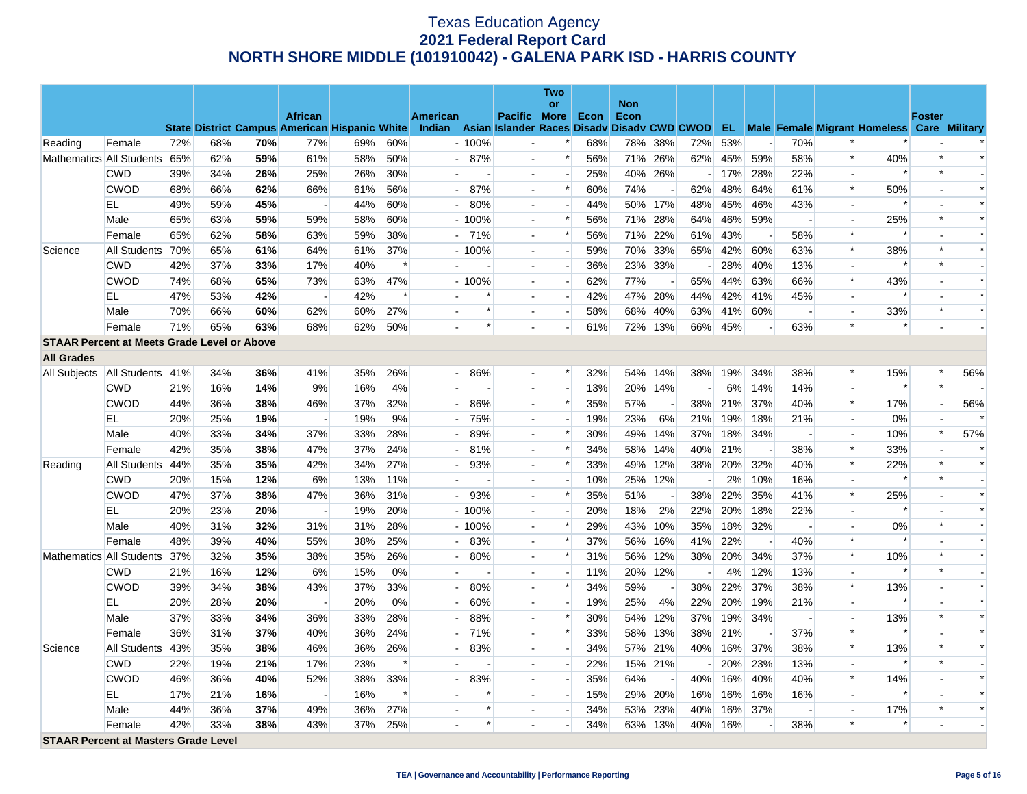# Texas Education Agency
## 2021 Federal Report Card
## NORTH SHORE MIDDLE (101910042) - GALENA PARK ISD - HARRIS COUNTY

| | | State | District | Campus | African American | Hispanic | White | American Indian | Asian | Pacific Islander | Two or More Races | Econ Disadv | Non Econ Disadv | CWD | CWOD | EL | Male | Female | Migrant | Homeless | Foster Care | Military |
|---|---|---|---|---|---|---|---|---|---|---|---|---|---|---|---|---|---|---|---|---|---|---|
| Reading | Female | 72% | 68% | **70%** | 77% | 69% | 60% | - | 100% | - | * | 68% | 78% | 38% | 72% | 53% | - | 70% | * | * | - | * |
| Mathematics | All Students | 65% | 62% | **59%** | 61% | 58% | 50% | - | 87% | - | * | 56% | 71% | 26% | 62% | 45% | 59% | 58% | * | 40% | * | * |
| | CWD | 39% | 34% | **26%** | 25% | 26% | 30% | - | - | - | - | 25% | 40% | 26% | - | 17% | 28% | 22% | - | * | * | - |
| | CWOD | 68% | 66% | **62%** | 66% | 61% | 56% | - | 87% | - | * | 60% | 74% | - | 62% | 48% | 64% | 61% | * | 50% | - | * |
| | EL | 49% | 59% | **45%** | - | 44% | 60% | - | 80% | - | - | 44% | 50% | 17% | 48% | 45% | 46% | 43% | - | * | - | * |
| | Male | 65% | 63% | **59%** | 59% | 58% | 60% | - | 100% | - | * | 56% | 71% | 28% | 64% | 46% | 59% | - | - | 25% | * | * |
| | Female | 65% | 62% | **58%** | 63% | 59% | 38% | - | 71% | - | * | 56% | 71% | 22% | 61% | 43% | - | 58% | * | * | - | * |
| Science | All Students | 70% | 65% | **61%** | 64% | 61% | 37% | - | 100% | - | - | 59% | 70% | 33% | 65% | 42% | 60% | 63% | * | 38% | * | * |
| | CWD | 42% | 37% | **33%** | 17% | 40% | * | - | - | - | - | 36% | 23% | 33% | - | 28% | 40% | 13% | - | * | * | - |
| | CWOD | 74% | 68% | **65%** | 73% | 63% | 47% | - | 100% | - | - | 62% | 77% | - | 65% | 44% | 63% | 66% | * | 43% | - | * |
| | EL | 47% | 53% | **42%** | - | 42% | * | - | * | - | - | 42% | 47% | 28% | 44% | 42% | 41% | 45% | - | * | - | * |
| | Male | 70% | 66% | **60%** | 62% | 60% | 27% | - | * | - | - | 58% | 68% | 40% | 63% | 41% | 60% | - | - | 33% | * | * |
| | Female | 71% | 65% | **63%** | 68% | 62% | 50% | - | * | - | - | 61% | 72% | 13% | 66% | 45% | - | 63% | * | * | - | - |
| **STAAR Percent at Meets Grade Level or Above** | | | | | | | | | | | | | | | | | | | | | | |
| **All Grades** | | | | | | | | | | | | | | | | | | | | | | |
| All Subjects | All Students | 41% | 34% | **36%** | 41% | 35% | 26% | - | 86% | - | * | 32% | 54% | 14% | 38% | 19% | 34% | 38% | * | 15% | * | 56% |
| | CWD | 21% | 16% | **14%** | 9% | 16% | 4% | - | - | - | - | 13% | 20% | 14% | - | 6% | 14% | 14% | - | * | * | - |
| | CWOD | 44% | 36% | **38%** | 46% | 37% | 32% | - | 86% | - | * | 35% | 57% | - | 38% | 21% | 37% | 40% | * | 17% | - | 56% |
| | EL | 20% | 25% | **19%** | - | 19% | 9% | - | 75% | - | - | 19% | 23% | 6% | 21% | 19% | 18% | 21% | - | 0% | - | * |
| | Male | 40% | 33% | **34%** | 37% | 33% | 28% | - | 89% | - | * | 30% | 49% | 14% | 37% | 18% | 34% | - | - | 10% | * | 57% |
| | Female | 42% | 35% | **38%** | 47% | 37% | 24% | - | 81% | - | * | 34% | 58% | 14% | 40% | 21% | - | 38% | * | 33% | - | * |
| Reading | All Students | 44% | 35% | **35%** | 42% | 34% | 27% | - | 93% | - | * | 33% | 49% | 12% | 38% | 20% | 32% | 40% | * | 22% | * | * |
| | CWD | 20% | 15% | **12%** | 6% | 13% | 11% | - | - | - | - | 10% | 25% | 12% | - | 2% | 10% | 16% | - | * | * | - |
| | CWOD | 47% | 37% | **38%** | 47% | 36% | 31% | - | 93% | - | * | 35% | 51% | - | 38% | 22% | 35% | 41% | * | 25% | - | * |
| | EL | 20% | 23% | **20%** | - | 19% | 20% | - | 100% | - | - | 20% | 18% | 2% | 22% | 20% | 18% | 22% | - | * | - | * |
| | Male | 40% | 31% | **32%** | 31% | 31% | 28% | - | 100% | - | * | 29% | 43% | 10% | 35% | 18% | 32% | - | - | 0% | * | * |
| | Female | 48% | 39% | **40%** | 55% | 38% | 25% | - | 83% | - | * | 37% | 56% | 16% | 41% | 22% | - | 40% | * | * | - | * |
| Mathematics | All Students | 37% | 32% | **35%** | 38% | 35% | 26% | - | 80% | - | * | 31% | 56% | 12% | 38% | 20% | 34% | 37% | * | 10% | * | * |
| | CWD | 21% | 16% | **12%** | 6% | 15% | 0% | - | - | - | - | 11% | 20% | 12% | - | 4% | 12% | 13% | - | * | * | - |
| | CWOD | 39% | 34% | **38%** | 43% | 37% | 33% | - | 80% | - | * | 34% | 59% | - | 38% | 22% | 37% | 38% | * | 13% | - | * |
| | EL | 20% | 28% | **20%** | - | 20% | 0% | - | 60% | - | - | 19% | 25% | 4% | 22% | 20% | 19% | 21% | - | * | - | * |
| | Male | 37% | 33% | **34%** | 36% | 33% | 28% | - | 88% | - | * | 30% | 54% | 12% | 37% | 19% | 34% | - | - | 13% | * | * |
| | Female | 36% | 31% | **37%** | 40% | 36% | 24% | - | 71% | - | * | 33% | 58% | 13% | 38% | 21% | - | 37% | * | * | - | * |
| Science | All Students | 43% | 35% | **38%** | 46% | 36% | 26% | - | 83% | - | - | 34% | 57% | 21% | 40% | 16% | 37% | 38% | * | 13% | * | * |
| | CWD | 22% | 19% | **21%** | 17% | 23% | * | - | - | - | - | 22% | 15% | 21% | - | 20% | 23% | 13% | - | * | * | - |
| | CWOD | 46% | 36% | **40%** | 52% | 38% | 33% | - | 83% | - | - | 35% | 64% | - | 40% | 16% | 40% | 40% | * | 14% | - | * |
| | EL | 17% | 21% | **16%** | - | 16% | * | - | * | - | - | 15% | 29% | 20% | 16% | 16% | 16% | 16% | - | * | - | * |
| | Male | 44% | 36% | **37%** | 49% | 36% | 27% | - | * | - | - | 34% | 53% | 23% | 40% | 16% | 37% | - | - | 17% | * | * |
| | Female | 42% | 33% | **38%** | 43% | 37% | 25% | - | * | - | - | 34% | 63% | 13% | 40% | 16% | - | 38% | * | * | - | - |
| **STAAR Percent at Masters Grade Level** | | | | | | | | | | | | | | | | | | | | | | |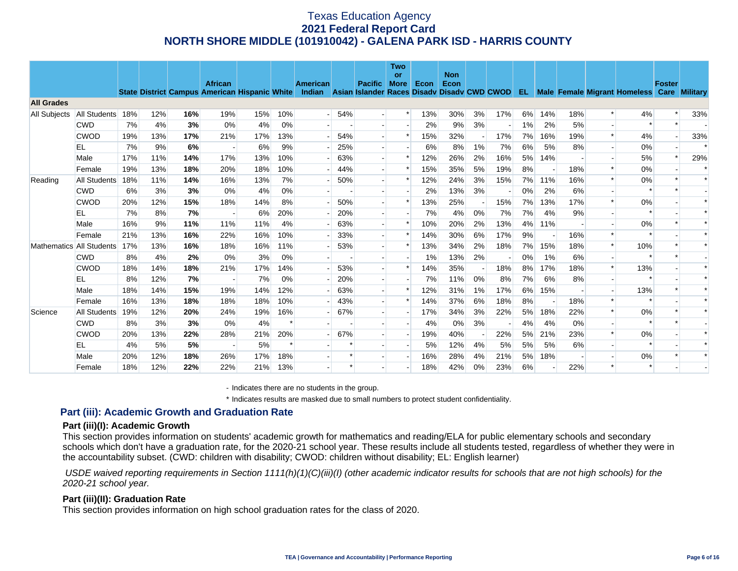# Texas Education Agency
## 2021 Federal Report Card
## NORTH SHORE MIDDLE (101910042) - GALENA PARK ISD - HARRIS COUNTY

| | | State | District | Campus | African American | Hispanic | White | American Indian | Asian | Pacific Islander | Two or More Races | Econ Disadv | Non Econ Disadv | CWD | CWOD | EL | Male | Female | Migrant | Homeless | Foster Care | Military |
|---|---|---|---|---|---|---|---|---|---|---|---|---|---|---|---|---|---|---|---|---|---|---|
| **All Grades** | | | | | | | | | | | | | | | | | | | | | | |
| All Subjects | All Students | 18% | 12% | **16%** | 19% | 15% | 10% | - | 54% | - | * | 13% | 30% | 3% | 17% | 6% | 14% | 18% | * | 4% | * | 33% |
| | CWD | 7% | 4% | **3%** | 0% | 4% | 0% | - | - | - | - | 2% | 9% | 3% | - | 1% | 2% | 5% | - | * | * | - |
| | CWOD | 19% | 13% | **17%** | 21% | 17% | 13% | - | 54% | - | * | 15% | 32% | - | 17% | 7% | 16% | 19% | * | 4% | - | 33% |
| | EL | 7% | 9% | **6%** | - | 6% | 9% | - | 25% | - | - | 6% | 8% | 1% | 7% | 6% | 5% | 8% | - | 0% | - | * |
| | Male | 17% | 11% | **14%** | 17% | 13% | 10% | - | 63% | - | * | 12% | 26% | 2% | 16% | 5% | 14% | - | - | 5% | * | 29% |
| | Female | 19% | 13% | **18%** | 20% | 18% | 10% | - | 44% | - | * | 15% | 35% | 5% | 19% | 8% | - | 18% | * | 0% | - | * |
| Reading | All Students | 18% | 11% | **14%** | 16% | 13% | 7% | - | 50% | - | * | 12% | 24% | 3% | 15% | 7% | 11% | 16% | * | 0% | * | * |
| | CWD | 6% | 3% | **3%** | 0% | 4% | 0% | - | - | - | - | 2% | 13% | 3% | - | 0% | 2% | 6% | - | * | * | - |
| | CWOD | 20% | 12% | **15%** | 18% | 14% | 8% | - | 50% | - | * | 13% | 25% | - | 15% | 7% | 13% | 17% | * | 0% | - | * |
| | EL | 7% | 8% | **7%** | - | 6% | 20% | - | 20% | - | - | 7% | 4% | 0% | 7% | 7% | 4% | 9% | - | * | - | * |
| | Male | 16% | 9% | **11%** | 11% | 11% | 4% | - | 63% | - | * | 10% | 20% | 2% | 13% | 4% | 11% | - | - | 0% | * | * |
| | Female | 21% | 13% | **16%** | 22% | 16% | 10% | - | 33% | - | * | 14% | 30% | 6% | 17% | 9% | - | 16% | * | * | - | * |
| Mathematics | All Students | 17% | 13% | **16%** | 18% | 16% | 11% | - | 53% | - | * | 13% | 34% | 2% | 18% | 7% | 15% | 18% | * | 10% | * | * |
| | CWD | 8% | 4% | **2%** | 0% | 3% | 0% | - | - | - | - | 1% | 13% | 2% | - | 0% | 1% | 6% | - | * | * | - |
| | CWOD | 18% | 14% | **18%** | 21% | 17% | 14% | - | 53% | - | * | 14% | 35% | - | 18% | 8% | 17% | 18% | * | 13% | - | * |
| | EL | 8% | 12% | **7%** | - | 7% | 0% | - | 20% | - | - | 7% | 11% | 0% | 8% | 7% | 6% | 8% | - | * | - | * |
| | Male | 18% | 14% | **15%** | 19% | 14% | 12% | - | 63% | - | * | 12% | 31% | 1% | 17% | 6% | 15% | - | - | 13% | * | * |
| | Female | 16% | 13% | **18%** | 18% | 18% | 10% | - | 43% | - | * | 14% | 37% | 6% | 18% | 8% | - | 18% | * | * | - | * |
| Science | All Students | 19% | 12% | **20%** | 24% | 19% | 16% | - | 67% | - | - | 17% | 34% | 3% | 22% | 5% | 18% | 22% | * | 0% | * | * |
| | CWD | 8% | 3% | **3%** | 0% | 4% | * | - | - | - | - | 4% | 0% | 3% | - | 4% | 4% | 0% | - | * | * | - |
| | CWOD | 20% | 13% | **22%** | 28% | 21% | 20% | - | 67% | - | - | 19% | 40% | - | 22% | 5% | 21% | 23% | * | 0% | - | * |
| | EL | 4% | 5% | **5%** | - | 5% | * | - | * | - | - | 5% | 12% | 4% | 5% | 5% | 5% | 6% | - | * | - | * |
| | Male | 20% | 12% | **18%** | 26% | 17% | 18% | - | * | - | - | 16% | 28% | 4% | 21% | 5% | 18% | - | - | 0% | * | * |
| | Female | 18% | 12% | **22%** | 22% | 21% | 13% | - | * | - | - | 18% | 42% | 0% | 23% | 6% | - | 22% | * | * | - | - |

\- Indicates there are no students in the group.

\* Indicates results are masked due to small numbers to protect student confidentiality.

## Part (iii): Academic Growth and Graduation Rate

### Part (iii)(I): Academic Growth

This section provides information on students' academic growth for mathematics and reading/ELA for public elementary schools and secondary schools which don't have a graduation rate, for the 2020-21 school year. These results include all students tested, regardless of whether they were in the accountability subset. (CWD: children with disability; CWOD: children without disability; EL: English learner)

*USDE waived reporting requirements in Section 1111(h)(1)(C)(iii)(I) (other academic indicator results for schools that are not high schools) for the 2020-21 school year.*

### Part (iii)(II): Graduation Rate

This section provides information on high school graduation rates for the class of 2020.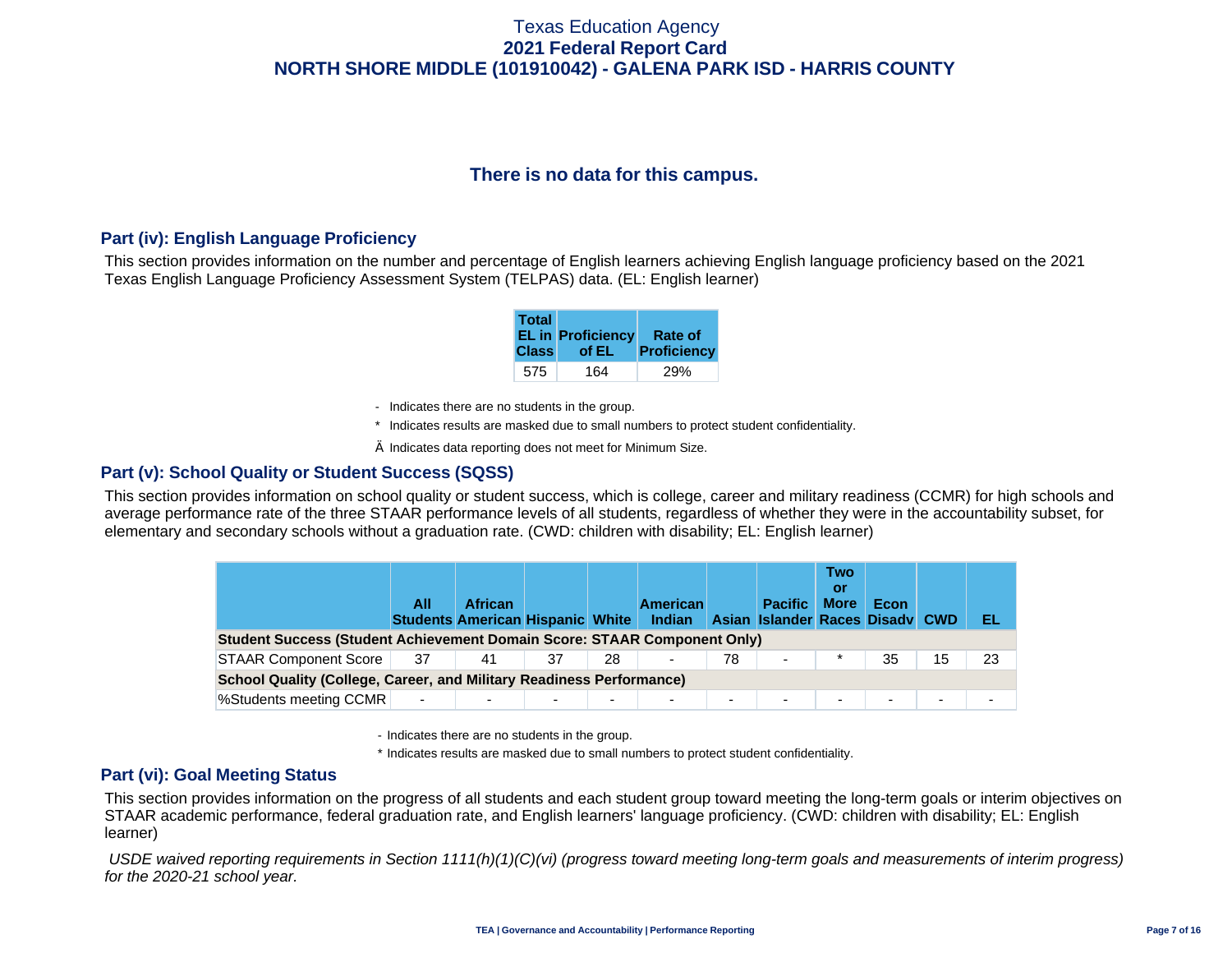Texas Education Agency
**2021 Federal Report Card**
**NORTH SHORE MIDDLE (101910042) - GALENA PARK ISD - HARRIS COUNTY**

**There is no data for this campus.**

## Part (iv): English Language Proficiency

This section provides information on the number and percentage of English learners achieving English language proficiency based on the 2021 Texas English Language Proficiency Assessment System (TELPAS) data. (EL: English learner)

| Total EL in Class | Proficiency of EL | Rate of Proficiency |
|---|---|---|
| 575 | 164 | 29% |

- Indicates there are no students in the group.

* Indicates results are masked due to small numbers to protect student confidentiality.

Ä Indicates data reporting does not meet for Minimum Size.

## Part (v): School Quality or Student Success (SQSS)

This section provides information on school quality or student success, which is college, career and military readiness (CCMR) for high schools and average performance rate of the three STAAR performance levels of all students, regardless of whether they were in the accountability subset, for elementary and secondary schools without a graduation rate. (CWD: children with disability; EL: English learner)

| | All Students | African American | Hispanic | White | American Indian | Asian | Pacific Islander | Two or More Races | Econ Disadv | CWD | EL |
|---|---|---|---|---|---|---|---|---|---|---|---|
| **Student Success (Student Achievement Domain Score: STAAR Component Only)** | | | | | | | | | | | |
| STAAR Component Score | 37 | 41 | 37 | 28 | - | 78 | - | * | 35 | 15 | 23 |
| **School Quality (College, Career, and Military Readiness Performance)** | | | | | | | | | | | |
| %Students meeting CCMR | - | - | - | - | - | - | - | - | - | - | - |

- Indicates there are no students in the group.

* Indicates results are masked due to small numbers to protect student confidentiality.

## Part (vi): Goal Meeting Status

This section provides information on the progress of all students and each student group toward meeting the long-term goals or interim objectives on STAAR academic performance, federal graduation rate, and English learners' language proficiency. (CWD: children with disability; EL: English learner)

*USDE waived reporting requirements in Section 1111(h)(1)(C)(vi) (progress toward meeting long-term goals and measurements of interim progress) for the 2020-21 school year.*